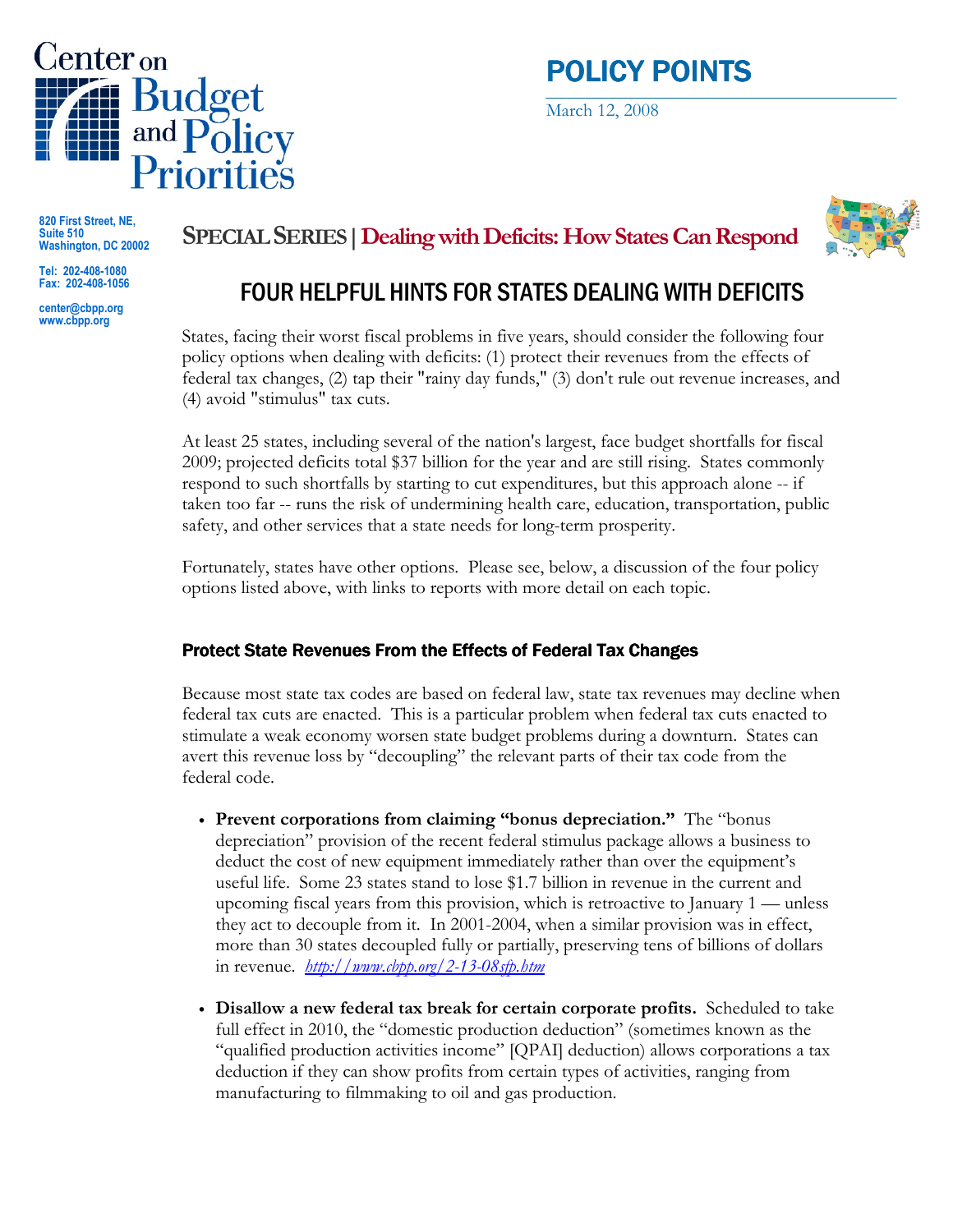# Center on Budget and Policy Priorities

820 First Street, NE, Suite 510
Washington, DC 20002

Tel: 202-408-1080
Fax: 202-408-1056

center@cbpp.org
www.cbpp.org

## POLICY POINTS

March 12, 2008

**SPECIAL SERIES | Dealing with Deficits: How States Can Respond**

# FOUR HELPFUL HINTS FOR STATES DEALING WITH DEFICITS

States, facing their worst fiscal problems in five years, should consider the following four policy options when dealing with deficits: (1) protect their revenues from the effects of federal tax changes, (2) tap their "rainy day funds," (3) don't rule out revenue increases, and (4) avoid "stimulus" tax cuts.

At least 25 states, including several of the nation's largest, face budget shortfalls for fiscal 2009; projected deficits total $37 billion for the year and are still rising. States commonly respond to such shortfalls by starting to cut expenditures, but this approach alone -- if taken too far -- runs the risk of undermining health care, education, transportation, public safety, and other services that a state needs for long-term prosperity.

Fortunately, states have other options. Please see, below, a discussion of the four policy options listed above, with links to reports with more detail on each topic.

### Protect State Revenues From the Effects of Federal Tax Changes

Because most state tax codes are based on federal law, state tax revenues may decline when federal tax cuts are enacted. This is a particular problem when federal tax cuts enacted to stimulate a weak economy worsen state budget problems during a downturn. States can avert this revenue loss by "decoupling" the relevant parts of their tax code from the federal code.

- **Prevent corporations from claiming "bonus depreciation."** The "bonus depreciation" provision of the recent federal stimulus package allows a business to deduct the cost of new equipment immediately rather than over the equipment's useful life. Some 23 states stand to lose $1.7 billion in revenue in the current and upcoming fiscal years from this provision, which is retroactive to January 1 — unless they act to decouple from it. In 2001-2004, when a similar provision was in effect, more than 30 states decoupled fully or partially, preserving tens of billions of dollars in revenue. *http://www.cbpp.org/2-13-08sfp.htm*

- **Disallow a new federal tax break for certain corporate profits.** Scheduled to take full effect in 2010, the "domestic production deduction" (sometimes known as the "qualified production activities income" [QPAI] deduction) allows corporations a tax deduction if they can show profits from certain types of activities, ranging from manufacturing to filmmaking to oil and gas production.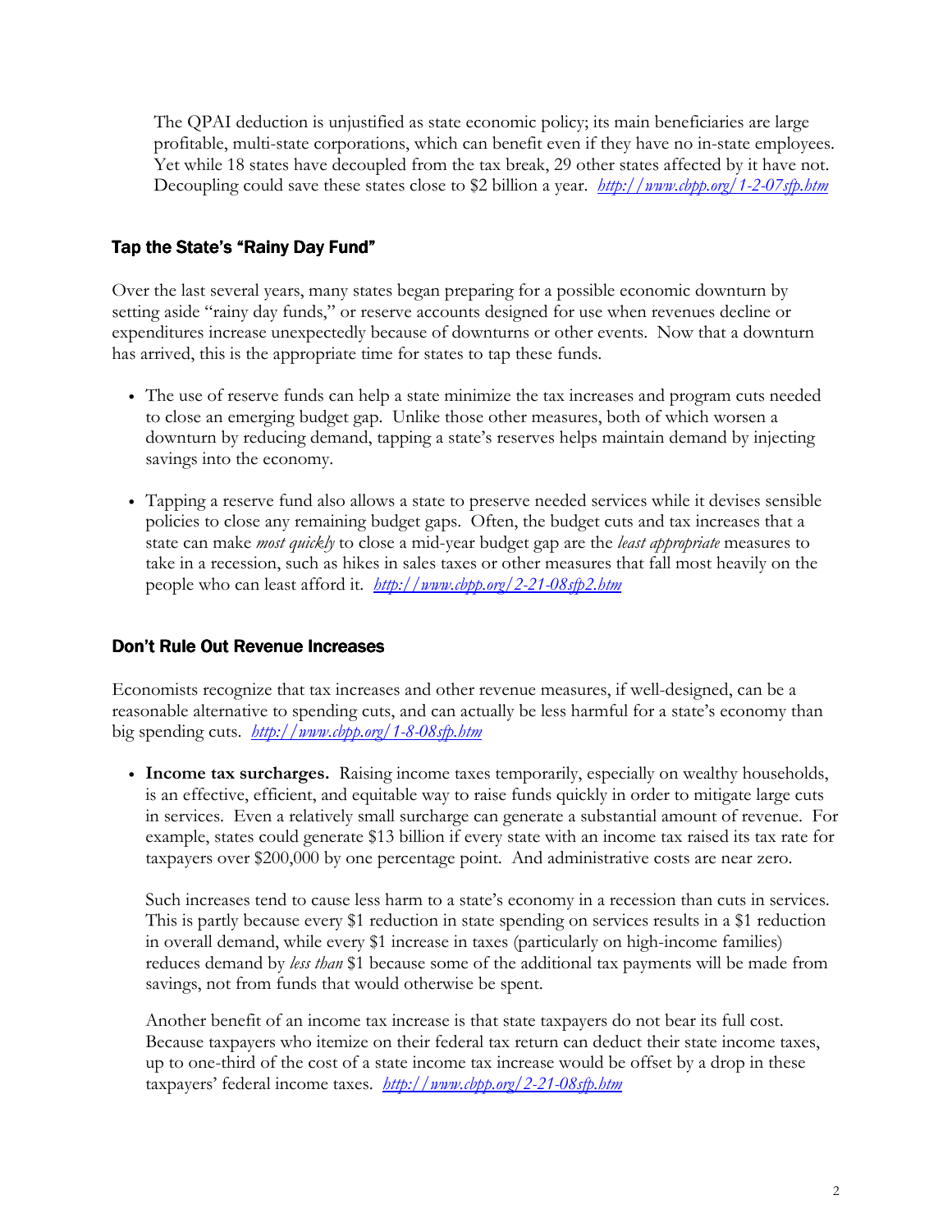The QPAI deduction is unjustified as state economic policy; its main beneficiaries are large profitable, multi-state corporations, which can benefit even if they have no in-state employees. Yet while 18 states have decoupled from the tax break, 29 other states affected by it have not. Decoupling could save these states close to $2 billion a year. *http://www.cbpp.org/1-2-07sfp.htm*

### Tap the State's "Rainy Day Fund"

Over the last several years, many states began preparing for a possible economic downturn by setting aside "rainy day funds," or reserve accounts designed for use when revenues decline or expenditures increase unexpectedly because of downturns or other events. Now that a downturn has arrived, this is the appropriate time for states to tap these funds.

- The use of reserve funds can help a state minimize the tax increases and program cuts needed to close an emerging budget gap. Unlike those other measures, both of which worsen a downturn by reducing demand, tapping a state's reserves helps maintain demand by injecting savings into the economy.

- Tapping a reserve fund also allows a state to preserve needed services while it devises sensible policies to close any remaining budget gaps. Often, the budget cuts and tax increases that a state can make *most quickly* to close a mid-year budget gap are the *least appropriate* measures to take in a recession, such as hikes in sales taxes or other measures that fall most heavily on the people who can least afford it. *http://www.cbpp.org/2-21-08sfp2.htm*

### Don't Rule Out Revenue Increases

Economists recognize that tax increases and other revenue measures, if well-designed, can be a reasonable alternative to spending cuts, and can actually be less harmful for a state's economy than big spending cuts. *http://www.cbpp.org/1-8-08sfp.htm*

- **Income tax surcharges.** Raising income taxes temporarily, especially on wealthy households, is an effective, efficient, and equitable way to raise funds quickly in order to mitigate large cuts in services. Even a relatively small surcharge can generate a substantial amount of revenue. For example, states could generate $13 billion if every state with an income tax raised its tax rate for taxpayers over $200,000 by one percentage point. And administrative costs are near zero.

  Such increases tend to cause less harm to a state's economy in a recession than cuts in services. This is partly because every $1 reduction in state spending on services results in a $1 reduction in overall demand, while every $1 increase in taxes (particularly on high-income families) reduces demand by *less than* $1 because some of the additional tax payments will be made from savings, not from funds that would otherwise be spent.

  Another benefit of an income tax increase is that state taxpayers do not bear its full cost. Because taxpayers who itemize on their federal tax return can deduct their state income taxes, up to one-third of the cost of a state income tax increase would be offset by a drop in these taxpayers' federal income taxes. *http://www.cbpp.org/2-21-08sfp.htm*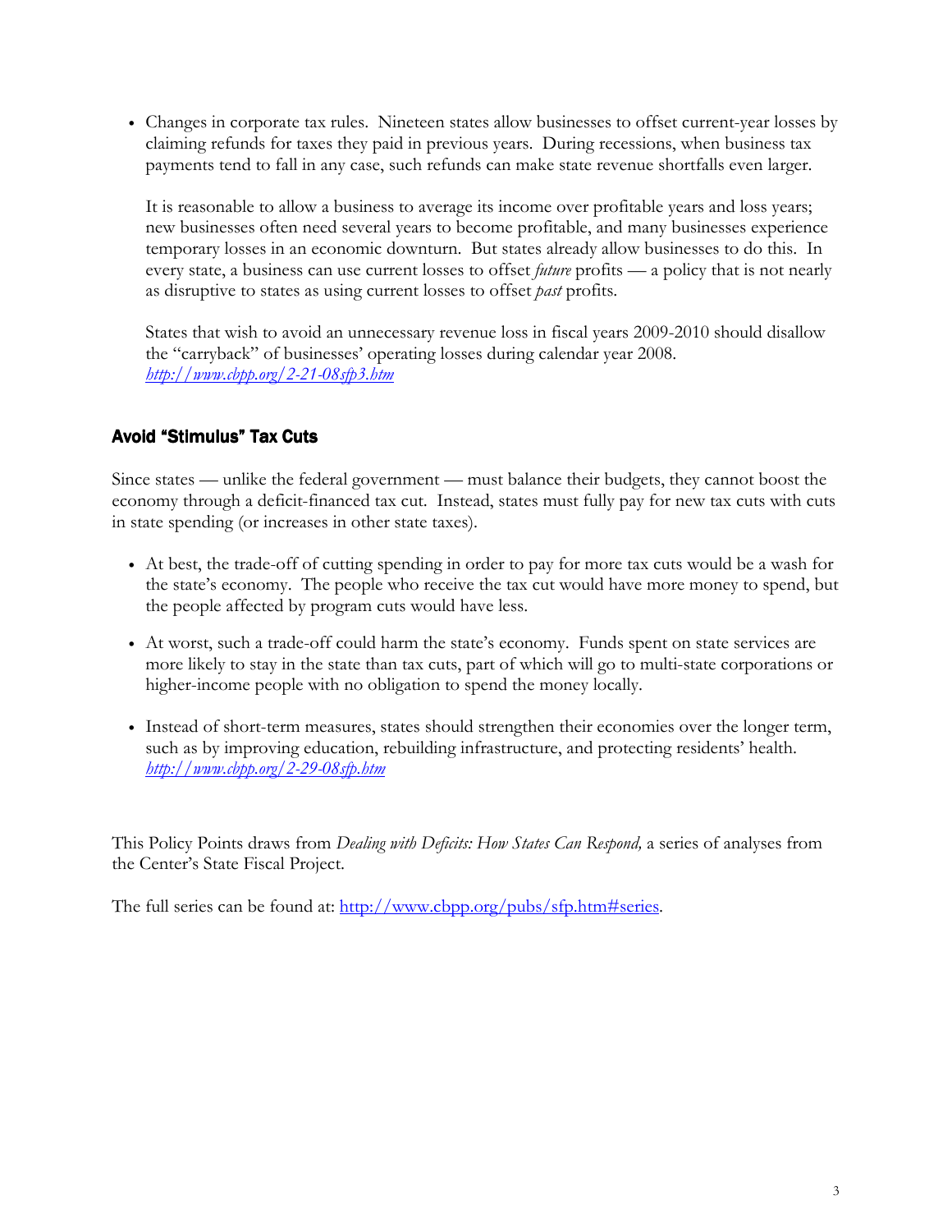- Changes in corporate tax rules. Nineteen states allow businesses to offset current-year losses by claiming refunds for taxes they paid in previous years. During recessions, when business tax payments tend to fall in any case, such refunds can make state revenue shortfalls even larger.

  It is reasonable to allow a business to average its income over profitable years and loss years; new businesses often need several years to become profitable, and many businesses experience temporary losses in an economic downturn. But states already allow businesses to do this. In every state, a business can use current losses to offset *future* profits — a policy that is not nearly as disruptive to states as using current losses to offset *past* profits.

  States that wish to avoid an unnecessary revenue loss in fiscal years 2009-2010 should disallow the "carryback" of businesses' operating losses during calendar year 2008. *http://www.cbpp.org/2-21-08sfp3.htm*

## Avoid "Stimulus" Tax Cuts

Since states — unlike the federal government — must balance their budgets, they cannot boost the economy through a deficit-financed tax cut. Instead, states must fully pay for new tax cuts with cuts in state spending (or increases in other state taxes).

- At best, the trade-off of cutting spending in order to pay for more tax cuts would be a wash for the state's economy. The people who receive the tax cut would have more money to spend, but the people affected by program cuts would have less.

- At worst, such a trade-off could harm the state's economy. Funds spent on state services are more likely to stay in the state than tax cuts, part of which will go to multi-state corporations or higher-income people with no obligation to spend the money locally.

- Instead of short-term measures, states should strengthen their economies over the longer term, such as by improving education, rebuilding infrastructure, and protecting residents' health. *http://www.cbpp.org/2-29-08sfp.htm*

This Policy Points draws from *Dealing with Deficits: How States Can Respond,* a series of analyses from the Center's State Fiscal Project.

The full series can be found at: http://www.cbpp.org/pubs/sfp.htm#series.